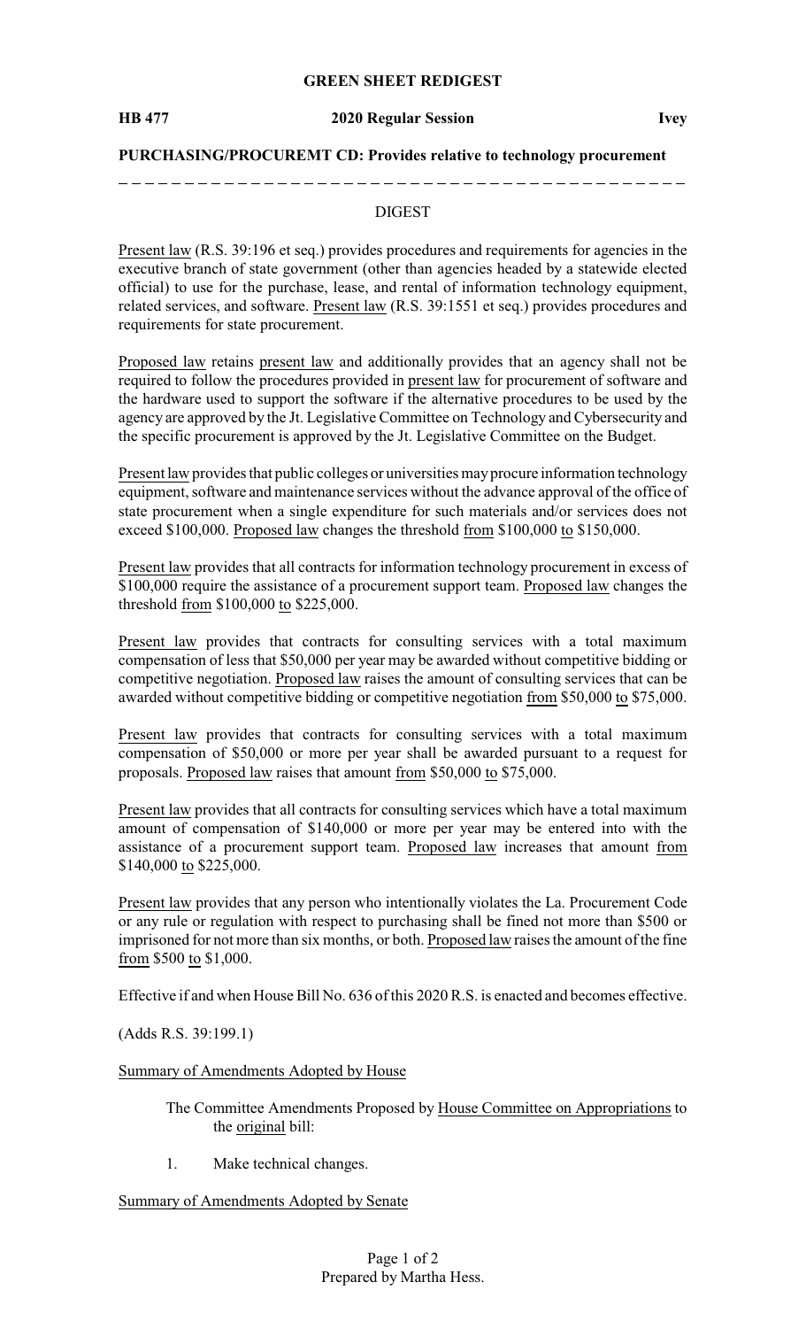# GREEN SHEET REDIGEST

**HB 477** **2020 Regular Session** **Ivey**

**PURCHASING/PROCUREMT CD: Provides relative to technology procurement**

---

## DIGEST

Present law (R.S. 39:196 et seq.) provides procedures and requirements for agencies in the executive branch of state government (other than agencies headed by a statewide elected official) to use for the purchase, lease, and rental of information technology equipment, related services, and software. Present law (R.S. 39:1551 et seq.) provides procedures and requirements for state procurement.

Proposed law retains present law and additionally provides that an agency shall not be required to follow the procedures provided in present law for procurement of software and the hardware used to support the software if the alternative procedures to be used by the agency are approved by the Jt. Legislative Committee on Technology and Cybersecurity and the specific procurement is approved by the Jt. Legislative Committee on the Budget.

Present law provides that public colleges or universities may procure information technology equipment, software and maintenance services without the advance approval of the office of state procurement when a single expenditure for such materials and/or services does not exceed $100,000. Proposed law changes the threshold from $100,000 to $150,000.

Present law provides that all contracts for information technology procurement in excess of $100,000 require the assistance of a procurement support team. Proposed law changes the threshold from $100,000 to $225,000.

Present law provides that contracts for consulting services with a total maximum compensation of less that $50,000 per year may be awarded without competitive bidding or competitive negotiation. Proposed law raises the amount of consulting services that can be awarded without competitive bidding or competitive negotiation from $50,000 to $75,000.

Present law provides that contracts for consulting services with a total maximum compensation of $50,000 or more per year shall be awarded pursuant to a request for proposals. Proposed law raises that amount from $50,000 to $75,000.

Present law provides that all contracts for consulting services which have a total maximum amount of compensation of $140,000 or more per year may be entered into with the assistance of a procurement support team. Proposed law increases that amount from $140,000 to $225,000.

Present law provides that any person who intentionally violates the La. Procurement Code or any rule or regulation with respect to purchasing shall be fined not more than $500 or imprisoned for not more than six months, or both. Proposed law raises the amount of the fine from $500 to $1,000.

Effective if and when House Bill No. 636 of this 2020 R.S. is enacted and becomes effective.

(Adds R.S. 39:199.1)

Summary of Amendments Adopted by House

The Committee Amendments Proposed by House Committee on Appropriations to the original bill:

1. Make technical changes.

Summary of Amendments Adopted by Senate

Prepared by Martha Hess.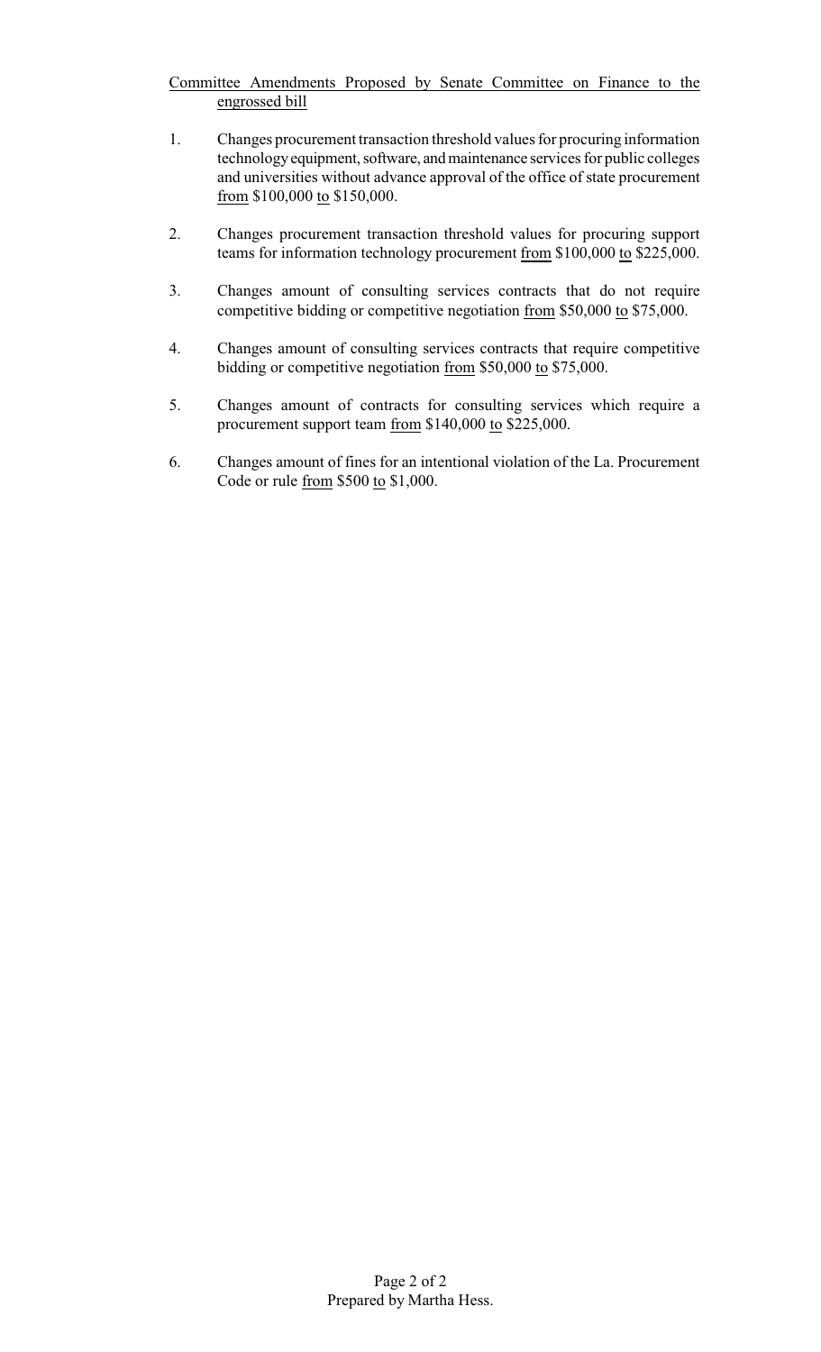Committee Amendments Proposed by Senate Committee on Finance to the engrossed bill

1. Changes procurement transaction threshold values for procuring information technology equipment, software, and maintenance services for public colleges and universities without advance approval of the office of state procurement from $100,000 to $150,000.

2. Changes procurement transaction threshold values for procuring support teams for information technology procurement from $100,000 to $225,000.

3. Changes amount of consulting services contracts that do not require competitive bidding or competitive negotiation from $50,000 to $75,000.

4. Changes amount of consulting services contracts that require competitive bidding or competitive negotiation from $50,000 to $75,000.

5. Changes amount of contracts for consulting services which require a procurement support team from $140,000 to $225,000.

6. Changes amount of fines for an intentional violation of the La. Procurement Code or rule from $500 to $1,000.

Prepared by Martha Hess.